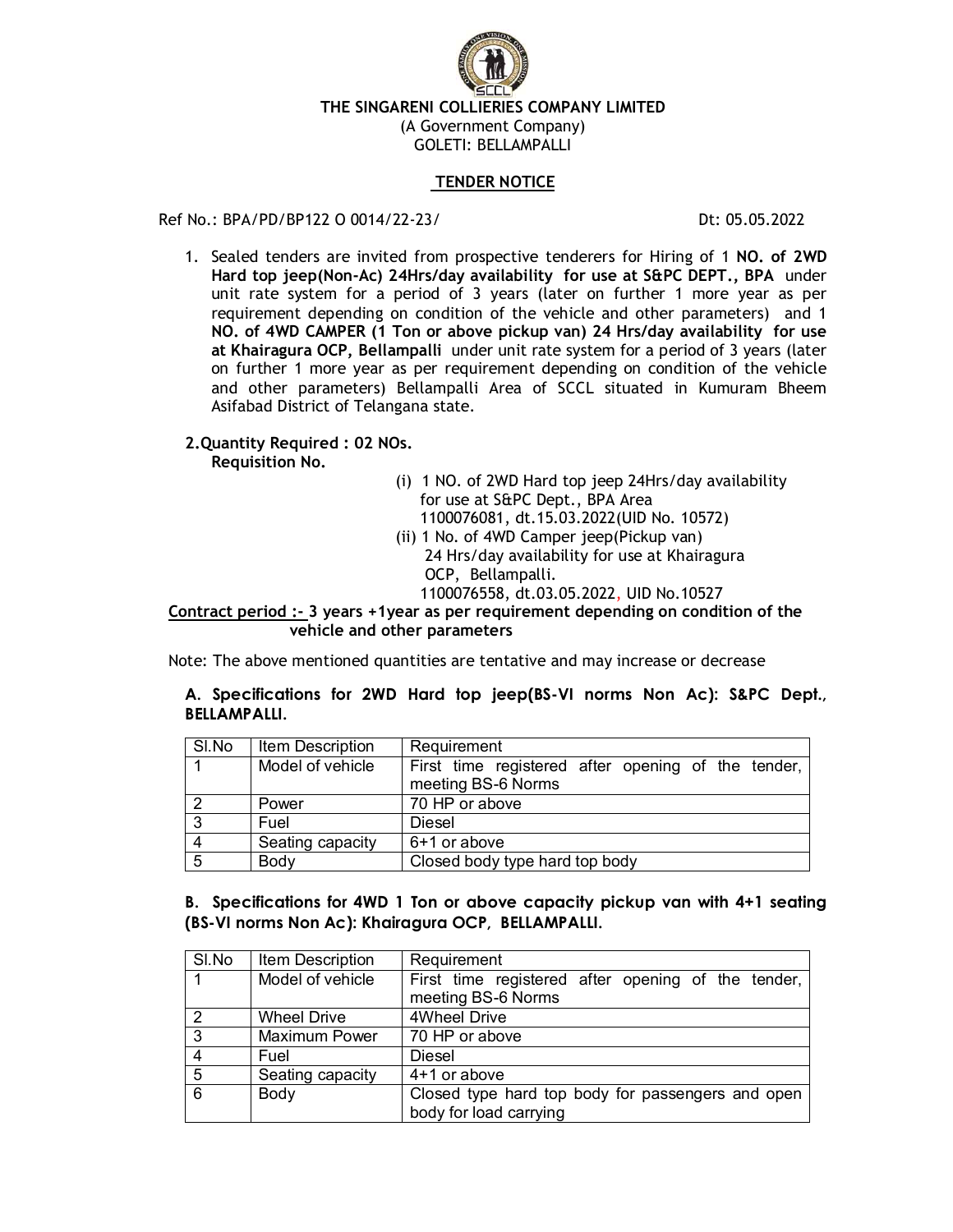**THE SINGARENI COLLIERIES COMPANY LIMITED**
(A Government Company)
GOLETI: BELLAMPALLI

**TENDER NOTICE**

Ref No.: BPA/PD/BP122 O 0014/22-23/ Dt: 05.05.2022

1. Sealed tenders are invited from prospective tenderers for Hiring of 1 **NO. of 2WD Hard top jeep(Non-Ac) 24Hrs/day availability for use at S&PC DEPT., BPA** under unit rate system for a period of 3 years (later on further 1 more year as per requirement depending on condition of the vehicle and other parameters) and 1 **NO. of 4WD CAMPER (1 Ton or above pickup van) 24 Hrs/day availability for use at Khairagura OCP, Bellampalli** under unit rate system for a period of 3 years (later on further 1 more year as per requirement depending on condition of the vehicle and other parameters) Bellampalli Area of SCCL situated in Kumuram Bheem Asifabad District of Telangana state.

**2. Quantity Required : 02 NOs.**
**Requisition No.**

(i) 1 NO. of 2WD Hard top jeep 24Hrs/day availability for use at S&PC Dept., BPA Area
1100076081, dt.15.03.2022(UID No. 10572)

(ii) 1 No. of 4WD Camper jeep(Pickup van) 24 Hrs/day availability for use at Khairagura OCP, Bellampalli.
1100076558, dt.03.05.2022, UID No.10527

**Contract period :- 3 years +1year as per requirement depending on condition of the vehicle and other parameters**

Note: The above mentioned quantities are tentative and may increase or decrease

**A. Specifications for 2WD Hard top jeep(BS-VI norms Non Ac): S&PC Dept., BELLAMPALLI.**

| Sl.No | Item Description | Requirement |
|---|---|---|
| 1 | Model of vehicle | First time registered after opening of the tender, meeting BS-6 Norms |
| 2 | Power | 70 HP or above |
| 3 | Fuel | Diesel |
| 4 | Seating capacity | 6+1 or above |
| 5 | Body | Closed body type hard top body |

**B. Specifications for 4WD 1 Ton or above capacity pickup van with 4+1 seating (BS-VI norms Non Ac): Khairagura OCP, BELLAMPALLI.**

| Sl.No | Item Description | Requirement |
|---|---|---|
| 1 | Model of vehicle | First time registered after opening of the tender, meeting BS-6 Norms |
| 2 | Wheel Drive | 4Wheel Drive |
| 3 | Maximum Power | 70 HP or above |
| 4 | Fuel | Diesel |
| 5 | Seating capacity | 4+1 or above |
| 6 | Body | Closed type hard top body for passengers and open body for load carrying |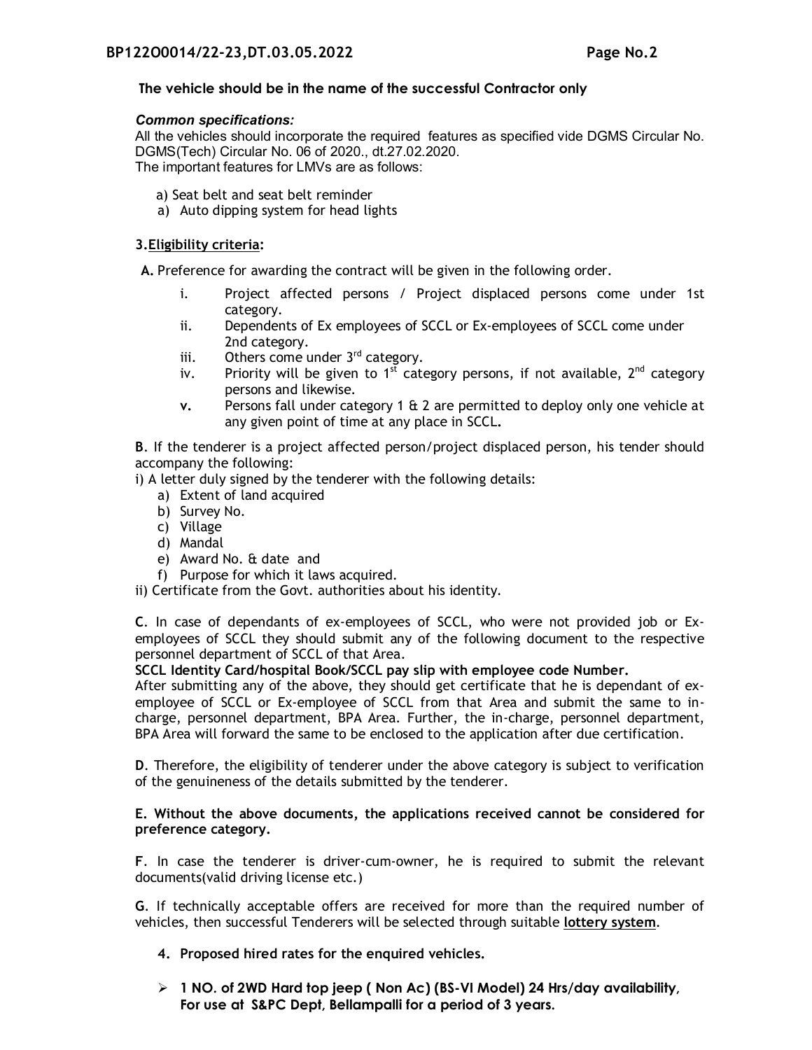**The vehicle should be in the name of the successful Contractor only**

***Common specifications:***

All the vehicles should incorporate the required features as specified vide DGMS Circular No. DGMS(Tech) Circular No. 06 of 2020., dt.27.02.2020.

The important features for LMVs are as follows:

a) Seat belt and seat belt reminder

a) Auto dipping system for head lights

### 3.Eligibility criteria:

**A.** Preference for awarding the contract will be given in the following order.

i. Project affected persons / Project displaced persons come under 1st category.

ii. Dependents of Ex employees of SCCL or Ex-employees of SCCL come under 2nd category.

iii. Others come under 3rd category.

iv. Priority will be given to 1st category persons, if not available, 2nd category persons and likewise.

**v.** Persons fall under category 1 & 2 are permitted to deploy only one vehicle at any given point of time at any place in SCCL**.**

**B**. If the tenderer is a project affected person/project displaced person, his tender should accompany the following:

i) A letter duly signed by the tenderer with the following details:

a) Extent of land acquired
b) Survey No.
c) Village
d) Mandal
e) Award No. & date and
f) Purpose for which it laws acquired.

ii) Certificate from the Govt. authorities about his identity.

**C**. In case of dependants of ex-employees of SCCL, who were not provided job or Ex-employees of SCCL they should submit any of the following document to the respective personnel department of SCCL of that Area.

**SCCL Identity Card/hospital Book/SCCL pay slip with employee code Number.**

After submitting any of the above, they should get certificate that he is dependant of ex-employee of SCCL or Ex-employee of SCCL from that Area and submit the same to in-charge, personnel department, BPA Area. Further, the in-charge, personnel department, BPA Area will forward the same to be enclosed to the application after due certification.

**D**. Therefore, the eligibility of tenderer under the above category is subject to verification of the genuineness of the details submitted by the tenderer.

**E. Without the above documents, the applications received cannot be considered for preference category.**

**F**. In case the tenderer is driver-cum-owner, he is required to submit the relevant documents(valid driving license etc.)

**G**. If technically acceptable offers are received for more than the required number of vehicles, then successful Tenderers will be selected through suitable **lottery system**.

### 4. Proposed hired rates for the enquired vehicles.

- ***1 NO. of 2WD Hard top jeep ( Non Ac) (BS-VI Model) 24 Hrs/day availability, For use at S&PC Dept, Bellampalli for a period of 3 years.***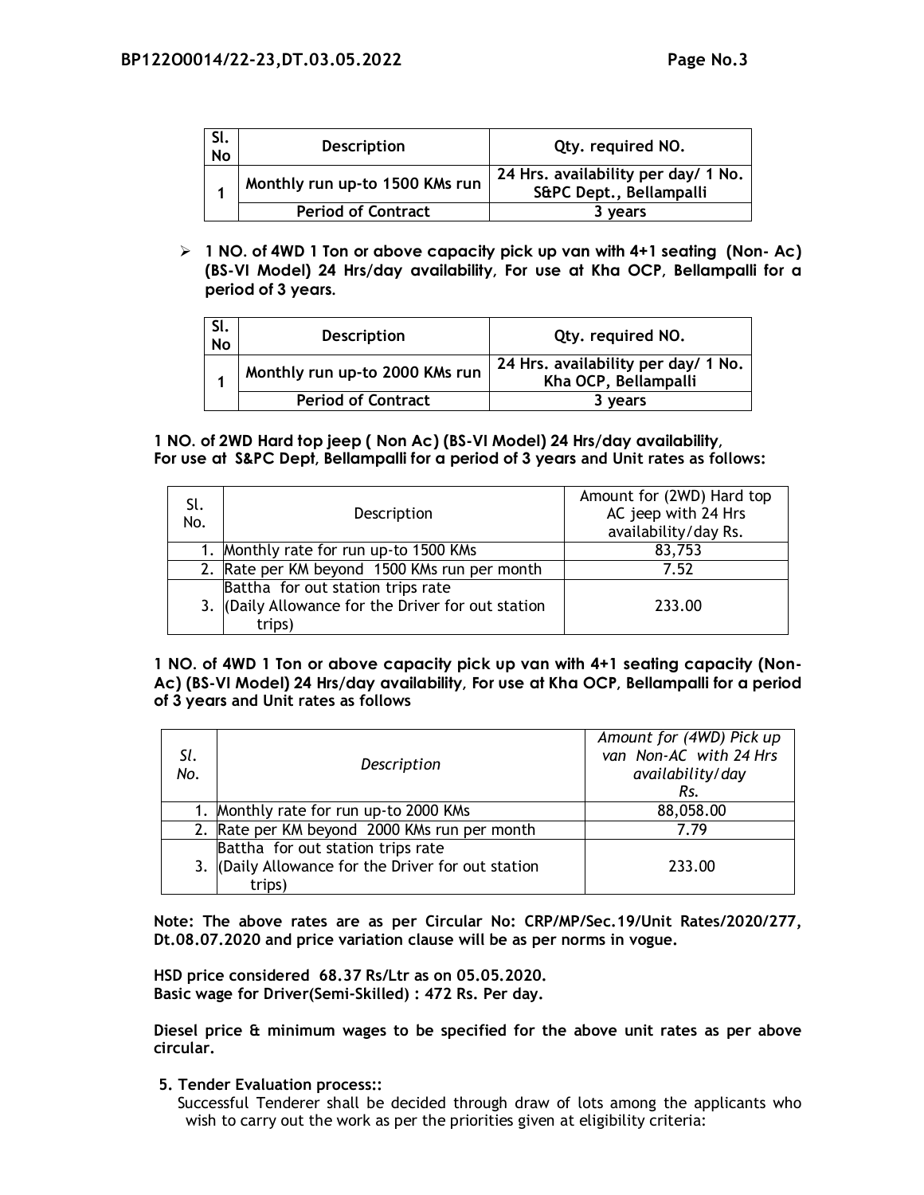| Sl. No | Description | Qty. required NO. |
|---|---|---|
| 1 | Monthly run up-to 1500 KMs run | 24 Hrs. availability per day/ 1 No. S&PC Dept., Bellampalli |
| | Period of Contract | 3 years |

- **1 NO. of 4WD 1 Ton or above capacity pick up van with 4+1 seating (Non- Ac) (BS-VI Model) 24 Hrs/day availability, For use at Kha OCP, Bellampalli for a period of 3 years.**

| Sl. No | Description | Qty. required NO. |
|---|---|---|
| 1 | Monthly run up-to 2000 KMs run | 24 Hrs. availability per day/ 1 No. Kha OCP, Bellampalli |
| | Period of Contract | 3 years |

**1 NO. of 2WD Hard top jeep ( Non Ac) (BS-VI Model) 24 Hrs/day availability, For use at S&PC Dept, Bellampalli for a period of 3 years and Unit rates as follows:**

| Sl. No. | Description | Amount for (2WD) Hard top AC jeep with 24 Hrs availability/day Rs. |
|---|---|---|
| 1. | Monthly rate for run up-to 1500 KMs | 83,753 |
| 2. | Rate per KM beyond 1500 KMs run per month | 7.52 |
| 3. | Battha for out station trips rate (Daily Allowance for the Driver for out station trips) | 233.00 |

**1 NO. of 4WD 1 Ton or above capacity pick up van with 4+1 seating capacity (Non-Ac) (BS-VI Model) 24 Hrs/day availability, For use at Kha OCP, Bellampalli for a period of 3 years and Unit rates as follows**

| *Sl. No.* | *Description* | *Amount for (4WD) Pick up van Non-AC with 24 Hrs availability/day Rs.* |
|---|---|---|
| 1. | Monthly rate for run up-to 2000 KMs | 88,058.00 |
| 2. | Rate per KM beyond 2000 KMs run per month | 7.79 |
| 3. | Battha for out station trips rate (Daily Allowance for the Driver for out station trips) | 233.00 |

**Note: The above rates are as per Circular No: CRP/MP/Sec.19/Unit Rates/2020/277, Dt.08.07.2020 and price variation clause will be as per norms in vogue.**

**HSD price considered 68.37 Rs/Ltr as on 05.05.2020.**
**Basic wage for Driver(Semi-Skilled) : 472 Rs. Per day.**

**Diesel price & minimum wages to be specified for the above unit rates as per above circular.**

**5. Tender Evaluation process::**

Successful Tenderer shall be decided through draw of lots among the applicants who wish to carry out the work as per the priorities given at eligibility criteria: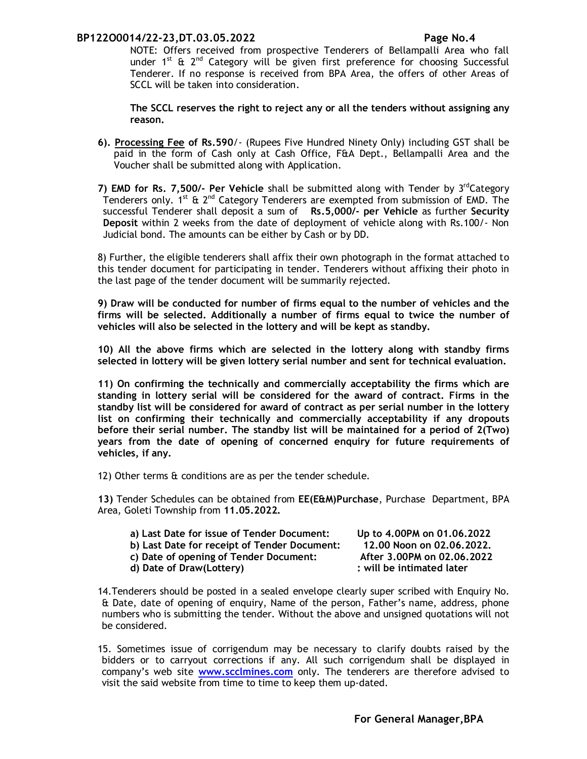NOTE: Offers received from prospective Tenderers of Bellampalli Area who fall under 1st & 2nd Category will be given first preference for choosing Successful Tenderer. If no response is received from BPA Area, the offers of other Areas of SCCL will be taken into consideration.

**The SCCL reserves the right to reject any or all the tenders without assigning any reason.**

**6). Processing Fee of Rs.590**/- (Rupees Five Hundred Ninety Only) including GST shall be paid in the form of Cash only at Cash Office, F&A Dept., Bellampalli Area and the Voucher shall be submitted along with Application.

**7) EMD for Rs. 7,500/- Per Vehicle** shall be submitted along with Tender by 3rd Category Tenderers only. 1st & 2nd Category Tenderers are exempted from submission of EMD. The successful Tenderer shall deposit a sum of **Rs.5,000/- per Vehicle** as further **Security Deposit** within 2 weeks from the date of deployment of vehicle along with Rs.100/- Non Judicial bond. The amounts can be either by Cash or by DD.

8) Further, the eligible tenderers shall affix their own photograph in the format attached to this tender document for participating in tender. Tenderers without affixing their photo in the last page of the tender document will be summarily rejected.

**9) Draw will be conducted for number of firms equal to the number of vehicles and the firms will be selected. Additionally a number of firms equal to twice the number of vehicles will also be selected in the lottery and will be kept as standby.**

**10) All the above firms which are selected in the lottery along with standby firms selected in lottery will be given lottery serial number and sent for technical evaluation.**

**11) On confirming the technically and commercially acceptability the firms which are standing in lottery serial will be considered for the award of contract. Firms in the standby list will be considered for award of contract as per serial number in the lottery list on confirming their technically and commercially acceptability if any dropouts before their serial number. The standby list will be maintained for a period of 2(Two) years from the date of opening of concerned enquiry for future requirements of vehicles, if any.**

12) Other terms & conditions are as per the tender schedule.

**13)** Tender Schedules can be obtained from **EE(E&M)Purchase**, Purchase Department, BPA Area, Goleti Township from **11.05.2022.**

| | |
|---|---|
| **a) Last Date for issue of Tender Document:** | **Up to 4.00PM on 01.06.2022** |
| **b) Last Date for receipt of Tender Document:** | **12.00 Noon on 02.06.2022.** |
| **c) Date of opening of Tender Document:** | **After 3.00PM on 02.06.2022** |
| **d) Date of Draw(Lottery)** | **: will be intimated later** |

14.Tenderers should be posted in a sealed envelope clearly super scribed with Enquiry No. & Date, date of opening of enquiry, Name of the person, Father's name, address, phone numbers who is submitting the tender. Without the above and unsigned quotations will not be considered.

15. Sometimes issue of corrigendum may be necessary to clarify doubts raised by the bidders or to carryout corrections if any. All such corrigendum shall be displayed in company's web site [www.scclmines.com](http://www.scclmines.com) only. The tenderers are therefore advised to visit the said website from time to time to keep them up-dated.

**For General Manager,BPA**